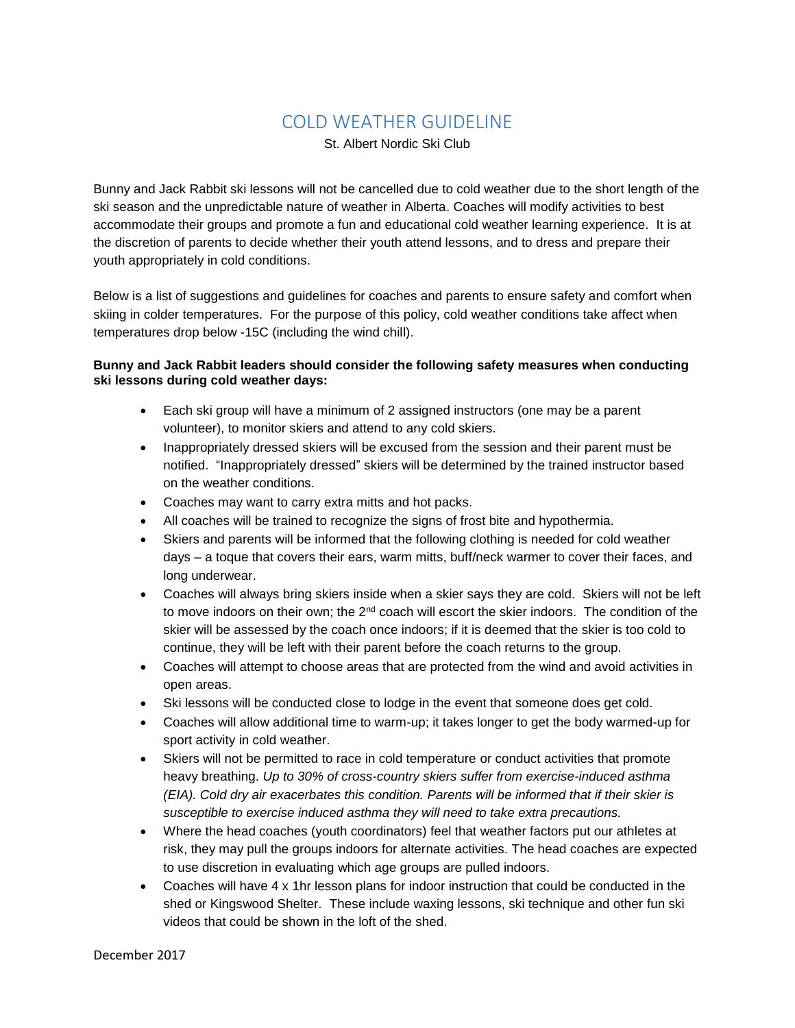# COLD WEATHER GUIDELINE

St. Albert Nordic Ski Club

Bunny and Jack Rabbit ski lessons will not be cancelled due to cold weather due to the short length of the ski season and the unpredictable nature of weather in Alberta. Coaches will modify activities to best accommodate their groups and promote a fun and educational cold weather learning experience. It is at the discretion of parents to decide whether their youth attend lessons, and to dress and prepare their youth appropriately in cold conditions.

Below is a list of suggestions and guidelines for coaches and parents to ensure safety and comfort when skiing in colder temperatures. For the purpose of this policy, cold weather conditions take affect when temperatures drop below -15C (including the wind chill).

**Bunny and Jack Rabbit leaders should consider the following safety measures when conducting ski lessons during cold weather days:**

- Each ski group will have a minimum of 2 assigned instructors (one may be a parent volunteer), to monitor skiers and attend to any cold skiers.
- Inappropriately dressed skiers will be excused from the session and their parent must be notified. "Inappropriately dressed" skiers will be determined by the trained instructor based on the weather conditions.
- Coaches may want to carry extra mitts and hot packs.
- All coaches will be trained to recognize the signs of frost bite and hypothermia.
- Skiers and parents will be informed that the following clothing is needed for cold weather days – a toque that covers their ears, warm mitts, buff/neck warmer to cover their faces, and long underwear.
- Coaches will always bring skiers inside when a skier says they are cold. Skiers will not be left to move indoors on their own; the 2nd coach will escort the skier indoors. The condition of the skier will be assessed by the coach once indoors; if it is deemed that the skier is too cold to continue, they will be left with their parent before the coach returns to the group.
- Coaches will attempt to choose areas that are protected from the wind and avoid activities in open areas.
- Ski lessons will be conducted close to lodge in the event that someone does get cold.
- Coaches will allow additional time to warm-up; it takes longer to get the body warmed-up for sport activity in cold weather.
- Skiers will not be permitted to race in cold temperature or conduct activities that promote heavy breathing. *Up to 30% of cross-country skiers suffer from exercise-induced asthma (EIA). Cold dry air exacerbates this condition. Parents will be informed that if their skier is susceptible to exercise induced asthma they will need to take extra precautions.*
- Where the head coaches (youth coordinators) feel that weather factors put our athletes at risk, they may pull the groups indoors for alternate activities. The head coaches are expected to use discretion in evaluating which age groups are pulled indoors.
- Coaches will have 4 x 1hr lesson plans for indoor instruction that could be conducted in the shed or Kingswood Shelter. These include waxing lessons, ski technique and other fun ski videos that could be shown in the loft of the shed.

December 2017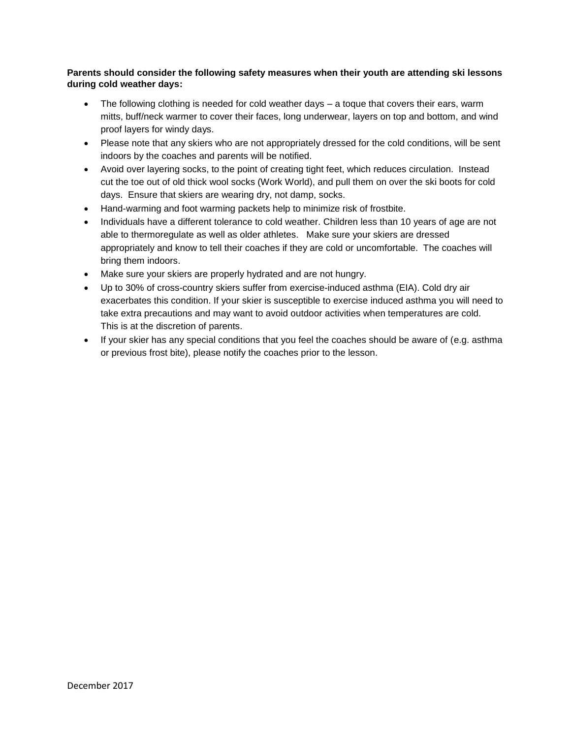**Parents should consider the following safety measures when their youth are attending ski lessons during cold weather days:**

- The following clothing is needed for cold weather days – a toque that covers their ears, warm mitts, buff/neck warmer to cover their faces, long underwear, layers on top and bottom, and wind proof layers for windy days.
- Please note that any skiers who are not appropriately dressed for the cold conditions, will be sent indoors by the coaches and parents will be notified.
- Avoid over layering socks, to the point of creating tight feet, which reduces circulation. Instead cut the toe out of old thick wool socks (Work World), and pull them on over the ski boots for cold days. Ensure that skiers are wearing dry, not damp, socks.
- Hand-warming and foot warming packets help to minimize risk of frostbite.
- Individuals have a different tolerance to cold weather. Children less than 10 years of age are not able to thermoregulate as well as older athletes. Make sure your skiers are dressed appropriately and know to tell their coaches if they are cold or uncomfortable. The coaches will bring them indoors.
- Make sure your skiers are properly hydrated and are not hungry.
- Up to 30% of cross-country skiers suffer from exercise-induced asthma (EIA). Cold dry air exacerbates this condition. If your skier is susceptible to exercise induced asthma you will need to take extra precautions and may want to avoid outdoor activities when temperatures are cold. This is at the discretion of parents.
- If your skier has any special conditions that you feel the coaches should be aware of (e.g. asthma or previous frost bite), please notify the coaches prior to the lesson.

December 2017